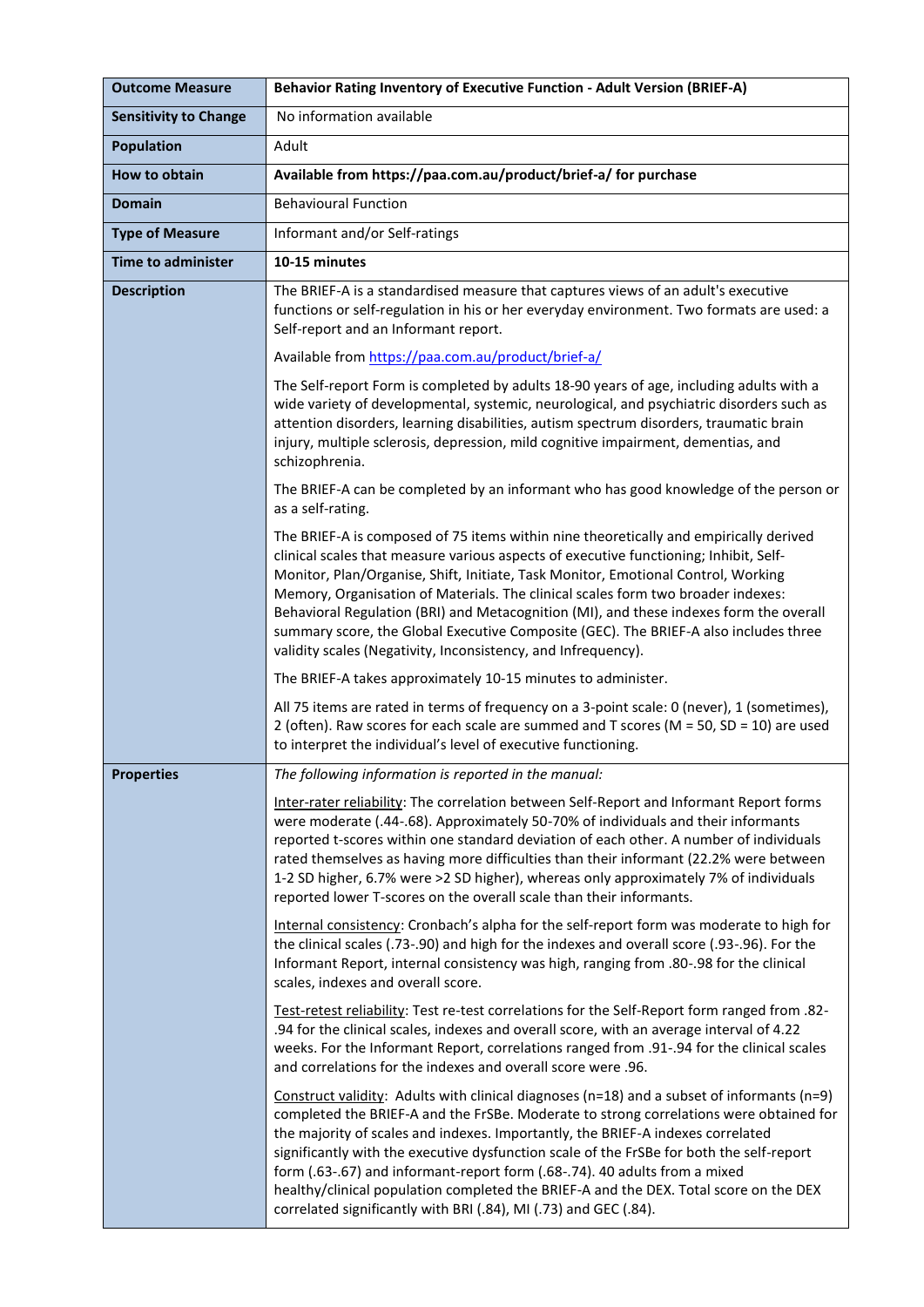| **Outcome Measure** | **Behavior Rating Inventory of Executive Function - Adult Version (BRIEF-A)** |
|---|---|
| **Sensitivity to Change** | No information available |
| **Population** | Adult |
| **How to obtain** | **Available from https://paa.com.au/product/brief-a/ for purchase** |
| **Domain** | Behavioural Function |
| **Type of Measure** | Informant and/or Self-ratings |
| **Time to administer** | **10-15 minutes** |
| **Description** | The BRIEF-A is a standardised measure that captures views of an adult's executive functions or self-regulation in his or her everyday environment. Two formats are used: a Self-report and an Informant report.<br><br>Available from https://paa.com.au/product/brief-a/<br><br>The Self-report Form is completed by adults 18-90 years of age, including adults with a wide variety of developmental, systemic, neurological, and psychiatric disorders such as attention disorders, learning disabilities, autism spectrum disorders, traumatic brain injury, multiple sclerosis, depression, mild cognitive impairment, dementias, and schizophrenia.<br><br>The BRIEF-A can be completed by an informant who has good knowledge of the person or as a self-rating.<br><br>The BRIEF-A is composed of 75 items within nine theoretically and empirically derived clinical scales that measure various aspects of executive functioning; Inhibit, Self-Monitor, Plan/Organise, Shift, Initiate, Task Monitor, Emotional Control, Working Memory, Organisation of Materials. The clinical scales form two broader indexes: Behavioral Regulation (BRI) and Metacognition (MI), and these indexes form the overall summary score, the Global Executive Composite (GEC). The BRIEF-A also includes three validity scales (Negativity, Inconsistency, and Infrequency).<br><br>The BRIEF-A takes approximately 10-15 minutes to administer.<br><br>All 75 items are rated in terms of frequency on a 3-point scale: 0 (never), 1 (sometimes), 2 (often). Raw scores for each scale are summed and T scores (M = 50, SD = 10) are used to interpret the individual's level of executive functioning. |
| **Properties** | *The following information is reported in the manual:*<br><br>Inter-rater reliability: The correlation between Self-Report and Informant Report forms were moderate (.44-.68). Approximately 50-70% of individuals and their informants reported t-scores within one standard deviation of each other. A number of individuals rated themselves as having more difficulties than their informant (22.2% were between 1-2 SD higher, 6.7% were >2 SD higher), whereas only approximately 7% of individuals reported lower T-scores on the overall scale than their informants.<br><br>Internal consistency: Cronbach's alpha for the self-report form was moderate to high for the clinical scales (.73-.90) and high for the indexes and overall score (.93-.96). For the Informant Report, internal consistency was high, ranging from .80-.98 for the clinical scales, indexes and overall score.<br><br>Test-retest reliability: Test re-test correlations for the Self-Report form ranged from .82-.94 for the clinical scales, indexes and overall score, with an average interval of 4.22 weeks. For the Informant Report, correlations ranged from .91-.94 for the clinical scales and correlations for the indexes and overall score were .96.<br><br>Construct validity: Adults with clinical diagnoses (n=18) and a subset of informants (n=9) completed the BRIEF-A and the FrSBe. Moderate to strong correlations were obtained for the majority of scales and indexes. Importantly, the BRIEF-A indexes correlated significantly with the executive dysfunction scale of the FrSBe for both the self-report form (.63-.67) and informant-report form (.68-.74). 40 adults from a mixed healthy/clinical population completed the BRIEF-A and the DEX. Total score on the DEX correlated significantly with BRI (.84), MI (.73) and GEC (.84). |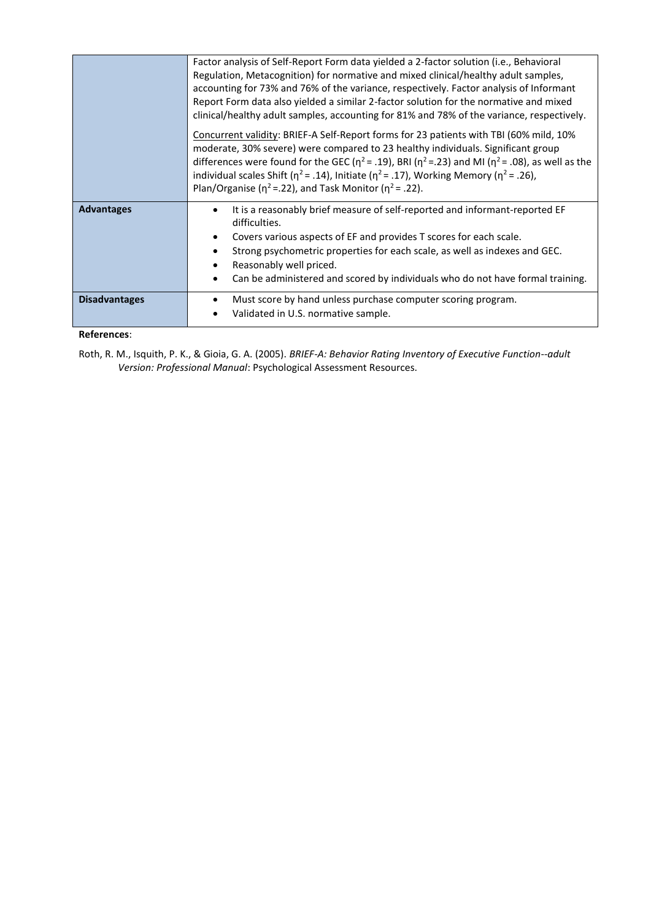| | |
|---|---|
| | Factor analysis of Self-Report Form data yielded a 2-factor solution (i.e., Behavioral Regulation, Metacognition) for normative and mixed clinical/healthy adult samples, accounting for 73% and 76% of the variance, respectively. Factor analysis of Informant Report Form data also yielded a similar 2-factor solution for the normative and mixed clinical/healthy adult samples, accounting for 81% and 78% of the variance, respectively.<br><br><u>Concurrent validity</u>: BRIEF-A Self-Report forms for 23 patients with TBI (60% mild, 10% moderate, 30% severe) were compared to 23 healthy individuals. Significant group differences were found for the GEC ($\eta^2 = .19$), BRI ($\eta^2 = .23$) and MI ($\eta^2 = .08$), as well as the individual scales Shift ($\eta^2 = .14$), Initiate ($\eta^2 = .17$), Working Memory ($\eta^2 = .26$), Plan/Organise ($\eta^2 = .22$), and Task Monitor ($\eta^2 = .22$). |
| **Advantages** | • It is a reasonably brief measure of self-reported and informant-reported EF difficulties.<br>• Covers various aspects of EF and provides T scores for each scale.<br>• Strong psychometric properties for each scale, as well as indexes and GEC.<br>• Reasonably well priced.<br>• Can be administered and scored by individuals who do not have formal training. |
| **Disadvantages** | • Must score by hand unless purchase computer scoring program.<br>• Validated in U.S. normative sample. |

**References**:

Roth, R. M., Isquith, P. K., & Gioia, G. A. (2005). *BRIEF-A: Behavior Rating Inventory of Executive Function--adult Version: Professional Manual*: Psychological Assessment Resources.